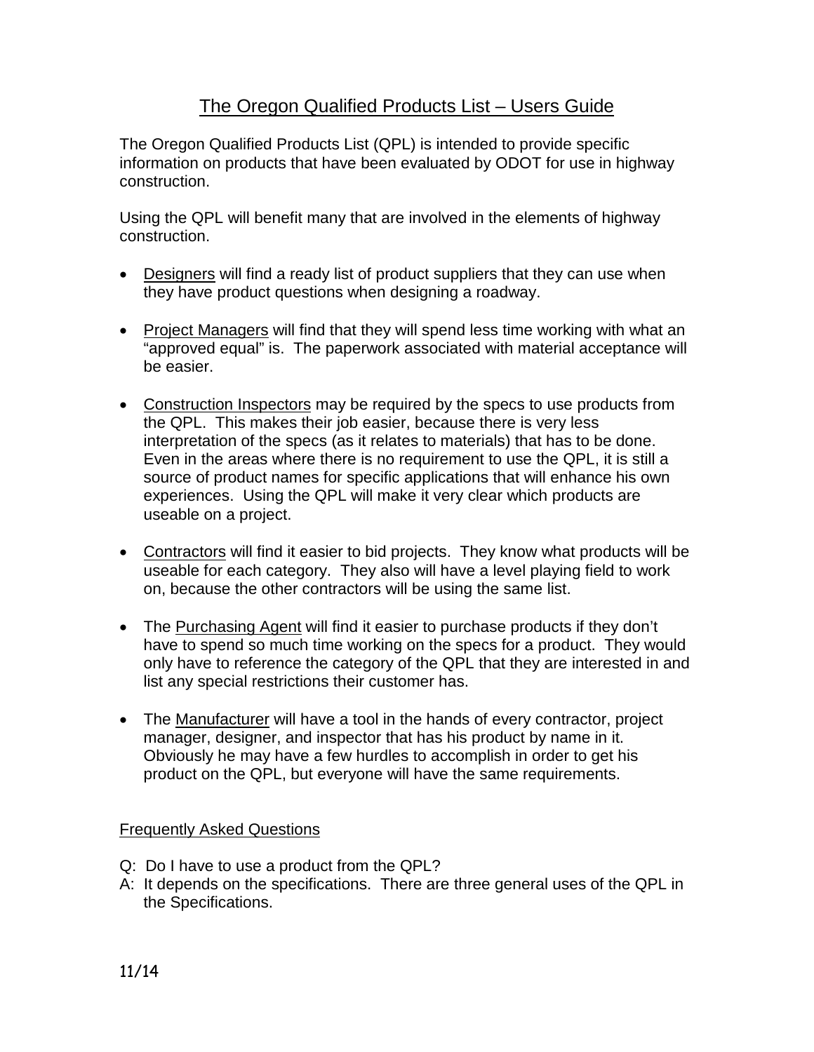# The Oregon Qualified Products List – Users Guide

The Oregon Qualified Products List (QPL) is intended to provide specific information on products that have been evaluated by ODOT for use in highway construction.

Using the QPL will benefit many that are involved in the elements of highway construction.

- Designers will find a ready list of product suppliers that they can use when they have product questions when designing a roadway.
- Project Managers will find that they will spend less time working with what an "approved equal" is. The paperwork associated with material acceptance will be easier.
- Construction Inspectors may be required by the specs to use products from the QPL. This makes their job easier, because there is very less interpretation of the specs (as it relates to materials) that has to be done. Even in the areas where there is no requirement to use the QPL, it is still a source of product names for specific applications that will enhance his own experiences. Using the QPL will make it very clear which products are useable on a project.
- Contractors will find it easier to bid projects. They know what products will be useable for each category. They also will have a level playing field to work on, because the other contractors will be using the same list.
- The Purchasing Agent will find it easier to purchase products if they don't have to spend so much time working on the specs for a product. They would only have to reference the category of the QPL that they are interested in and list any special restrictions their customer has.
- The Manufacturer will have a tool in the hands of every contractor, project manager, designer, and inspector that has his product by name in it. Obviously he may have a few hurdles to accomplish in order to get his product on the QPL, but everyone will have the same requirements.

## Frequently Asked Questions

Q: Do I have to use a product from the QPL?
A: It depends on the specifications. There are three general uses of the QPL in the Specifications.

11/14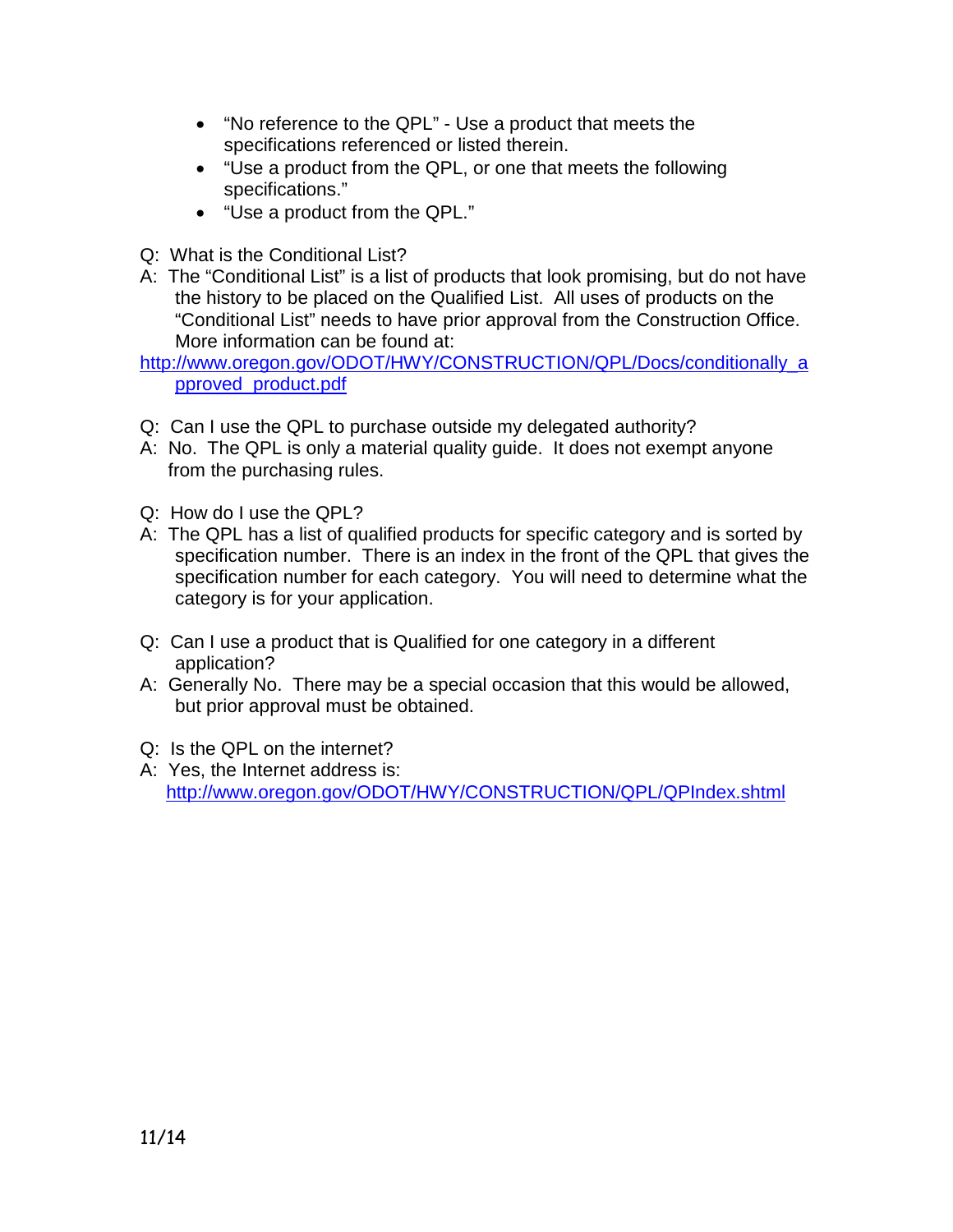- “No reference to the QPL” - Use a product that meets the specifications referenced or listed therein.
- “Use a product from the QPL, or one that meets the following specifications.”
- “Use a product from the QPL.”

Q: What is the Conditional List?

A: The “Conditional List” is a list of products that look promising, but do not have the history to be placed on the Qualified List. All uses of products on the “Conditional List” needs to have prior approval from the Construction Office. More information can be found at:

http://www.oregon.gov/ODOT/HWY/CONSTRUCTION/QPL/Docs/conditionally_approved_product.pdf

Q: Can I use the QPL to purchase outside my delegated authority?

A: No. The QPL is only a material quality guide. It does not exempt anyone from the purchasing rules.

Q: How do I use the QPL?

A: The QPL has a list of qualified products for specific category and is sorted by specification number. There is an index in the front of the QPL that gives the specification number for each category. You will need to determine what the category is for your application.

Q: Can I use a product that is Qualified for one category in a different application?

A: Generally No. There may be a special occasion that this would be allowed, but prior approval must be obtained.

Q: Is the QPL on the internet?

A: Yes, the Internet address is:
http://www.oregon.gov/ODOT/HWY/CONSTRUCTION/QPL/QPIndex.shtml

11/14